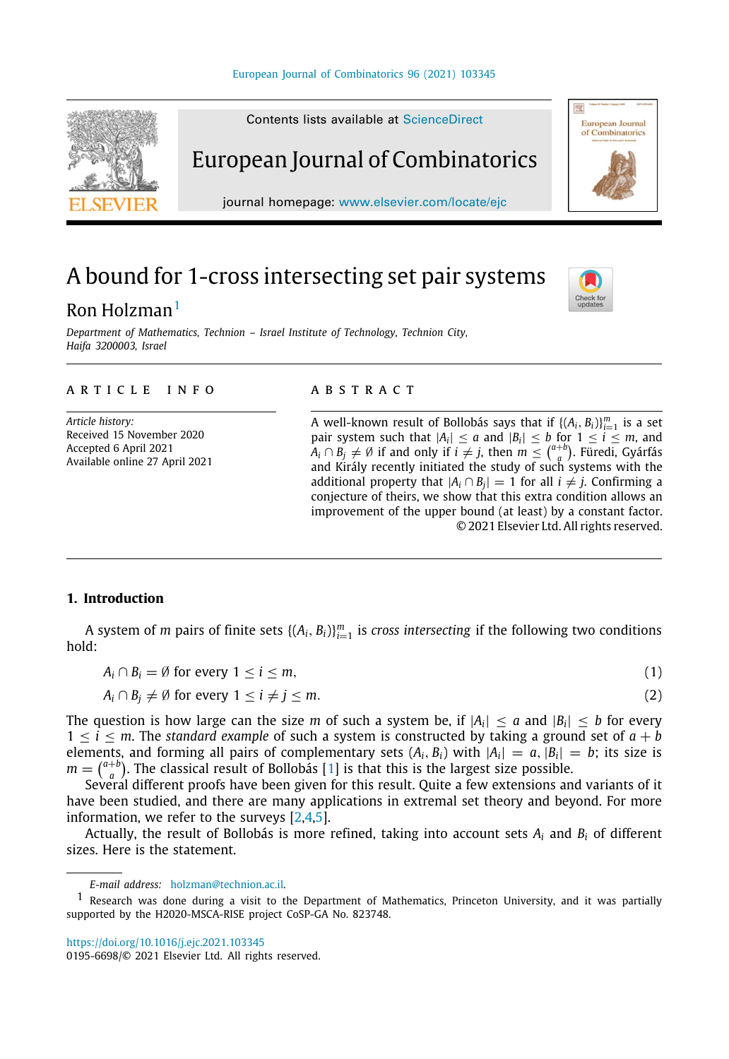# A bound for 1-cross intersecting set pair systems

Ron Holzman[1]

*Department of Mathematics, Technion – Israel Institute of Technology, Technion City, Haifa 3200003, Israel*

**ARTICLE INFO**

*Article history:*
Received 15 November 2020
Accepted 6 April 2021
Available online 27 April 2021

**ABSTRACT**

A well-known result of Bollobás says that if $\{(A_i, B_i)\}_{i=1}^m$ is a set pair system such that $|A_i| \leq a$ and $|B_i| \leq b$ for $1 \leq i \leq m$, and $A_i \cap B_j \neq \emptyset$ if and only if $i \neq j$, then $m \leq \binom{a+b}{a}$. Füredi, Gyárfás and Király recently initiated the study of such systems with the additional property that $|A_i \cap B_j| = 1$ for all $i \neq j$. Confirming a conjecture of theirs, we show that this extra condition allows an improvement of the upper bound (at least) by a constant factor.

© 2021 Elsevier Ltd. All rights reserved.

## 1. Introduction

A system of $m$ pairs of finite sets $\{(A_i, B_i)\}_{i=1}^m$ is *cross intersecting* if the following two conditions hold:

$$A_i \cap B_i = \emptyset \text{ for every } 1 \leq i \leq m, \tag{1}$$

$$A_i \cap B_j \neq \emptyset \text{ for every } 1 \leq i \neq j \leq m. \tag{2}$$

The question is how large can the size $m$ of such a system be, if $|A_i| \leq a$ and $|B_i| \leq b$ for every $1 \leq i \leq m$. The *standard example* of such a system is constructed by taking a ground set of $a + b$ elements, and forming all pairs of complementary sets $(A_i, B_i)$ with $|A_i| = a$, $|B_i| = b$; its size is $m = \binom{a+b}{a}$. The classical result of Bollobás [1] is that this is the largest size possible.

Several different proofs have been given for this result. Quite a few extensions and variants of it have been studied, and there are many applications in extremal set theory and beyond. For more information, we refer to the surveys [2,4,5].

Actually, the result of Bollobás is more refined, taking into account sets $A_i$ and $B_i$ of different sizes. Here is the statement.

E-mail address: holzman@technion.ac.il.

[1] Research was done during a visit to the Department of Mathematics, Princeton University, and it was partially supported by the H2020-MSCA-RISE project CoSP-GA No. 823748.

https://doi.org/10.1016/j.ejc.2021.103345
0195-6698/© 2021 Elsevier Ltd. All rights reserved.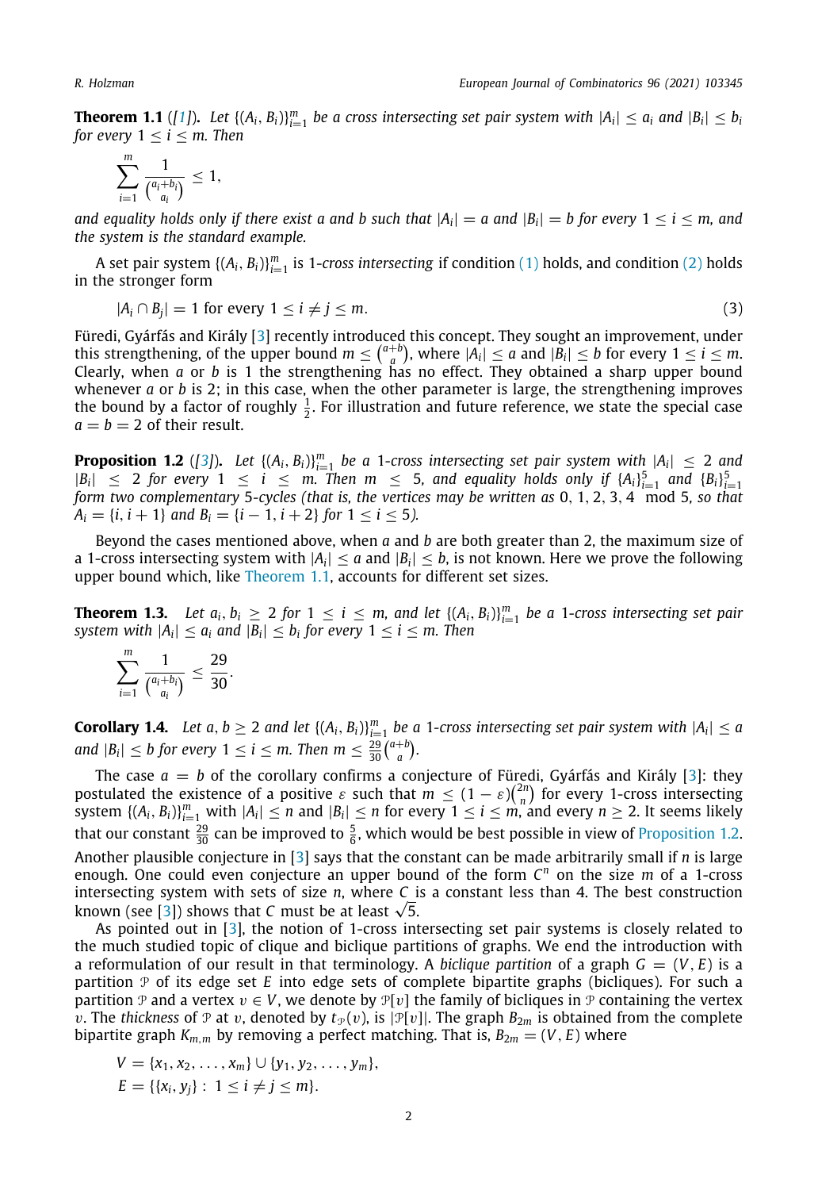**Theorem 1.1** ([1]). *Let $\{(A_i, B_i)\}_{i=1}^m$ be a cross intersecting set pair system with $|A_i| \le a_i$ and $|B_i| \le b_i$ for every $1 \le i \le m$. Then*

$$\sum_{i=1}^{m} \frac{1}{\binom{a_i+b_i}{a_i}} \le 1,$$

*and equality holds only if there exist $a$ and $b$ such that $|A_i| = a$ and $|B_i| = b$ for every $1 \le i \le m$, and the system is the standard example.*

A set pair system $\{(A_i, B_i)\}_{i=1}^m$ is 1-*cross intersecting* if condition (1) holds, and condition (2) holds in the stronger form

$$|A_i \cap B_j| = 1 \text{ for every } 1 \le i \ne j \le m. \tag{3}$$

Füredi, Gyárfás and Király [3] recently introduced this concept. They sought an improvement, under this strengthening, of the upper bound $m \le \binom{a+b}{a}$, where $|A_i| \le a$ and $|B_i| \le b$ for every $1 \le i \le m$. Clearly, when $a$ or $b$ is 1 the strengthening has no effect. They obtained a sharp upper bound whenever $a$ or $b$ is 2; in this case, when the other parameter is large, the strengthening improves the bound by a factor of roughly $\frac{1}{2}$. For illustration and future reference, we state the special case $a = b = 2$ of their result.

**Proposition 1.2** ([3]). *Let $\{(A_i, B_i)\}_{i=1}^m$ be a 1-cross intersecting set pair system with $|A_i| \le 2$ and $|B_i| \le 2$ for every $1 \le i \le m$. Then $m \le 5$, and equality holds only if $\{A_i\}_{i=1}^5$ and $\{B_i\}_{i=1}^5$ form two complementary 5-cycles (that is, the vertices may be written as $0, 1, 2, 3, 4 \mod 5$, so that $A_i = \{i, i+1\}$ and $B_i = \{i-1, i+2\}$ for $1 \le i \le 5$).*

Beyond the cases mentioned above, when $a$ and $b$ are both greater than 2, the maximum size of a 1-cross intersecting system with $|A_i| \le a$ and $|B_i| \le b$, is not known. Here we prove the following upper bound which, like Theorem 1.1, accounts for different set sizes.

**Theorem 1.3.** *Let $a_i, b_i \ge 2$ for $1 \le i \le m$, and let $\{(A_i, B_i)\}_{i=1}^m$ be a 1-cross intersecting set pair system with $|A_i| \le a_i$ and $|B_i| \le b_i$ for every $1 \le i \le m$. Then*

$$\sum_{i=1}^{m} \frac{1}{\binom{a_i+b_i}{a_i}} \le \frac{29}{30}.$$

**Corollary 1.4.** *Let $a, b \ge 2$ and let $\{(A_i, B_i)\}_{i=1}^m$ be a 1-cross intersecting set pair system with $|A_i| \le a$ and $|B_i| \le b$ for every $1 \le i \le m$. Then $m \le \frac{29}{30}\binom{a+b}{a}$.*

The case $a = b$ of the corollary confirms a conjecture of Füredi, Gyárfás and Király [3]: they postulated the existence of a positive $\varepsilon$ such that $m \le (1-\varepsilon)\binom{2n}{n}$ for every 1-cross intersecting system $\{(A_i, B_i)\}_{i=1}^m$ with $|A_i| \le n$ and $|B_i| \le n$ for every $1 \le i \le m$, and every $n \ge 2$. It seems likely that our constant $\frac{29}{30}$ can be improved to $\frac{5}{6}$, which would be best possible in view of Proposition 1.2. Another plausible conjecture in [3] says that the constant can be made arbitrarily small if $n$ is large enough. One could even conjecture an upper bound of the form $C^n$ on the size $m$ of a 1-cross intersecting system with sets of size $n$, where $C$ is a constant less than 4. The best construction known (see [3]) shows that $C$ must be at least $\sqrt{5}$.

As pointed out in [3], the notion of 1-cross intersecting set pair systems is closely related to the much studied topic of clique and biclique partitions of graphs. We end the introduction with a reformulation of our result in that terminology. A *biclique partition* of a graph $G = (V, E)$ is a partition $\mathcal{P}$ of its edge set $E$ into edge sets of complete bipartite graphs (bicliques). For such a partition $\mathcal{P}$ and a vertex $v \in V$, we denote by $\mathcal{P}[v]$ the family of bicliques in $\mathcal{P}$ containing the vertex $v$. The *thickness* of $\mathcal{P}$ at $v$, denoted by $t_{\mathcal{P}}(v)$, is $|\mathcal{P}[v]|$. The graph $B_{2m}$ is obtained from the complete bipartite graph $K_{m,m}$ by removing a perfect matching. That is, $B_{2m} = (V, E)$ where

$$V = \{x_1, x_2, \ldots, x_m\} \cup \{y_1, y_2, \ldots, y_m\},$$
$$E = \{\{x_i, y_j\} : 1 \le i \ne j \le m\}.$$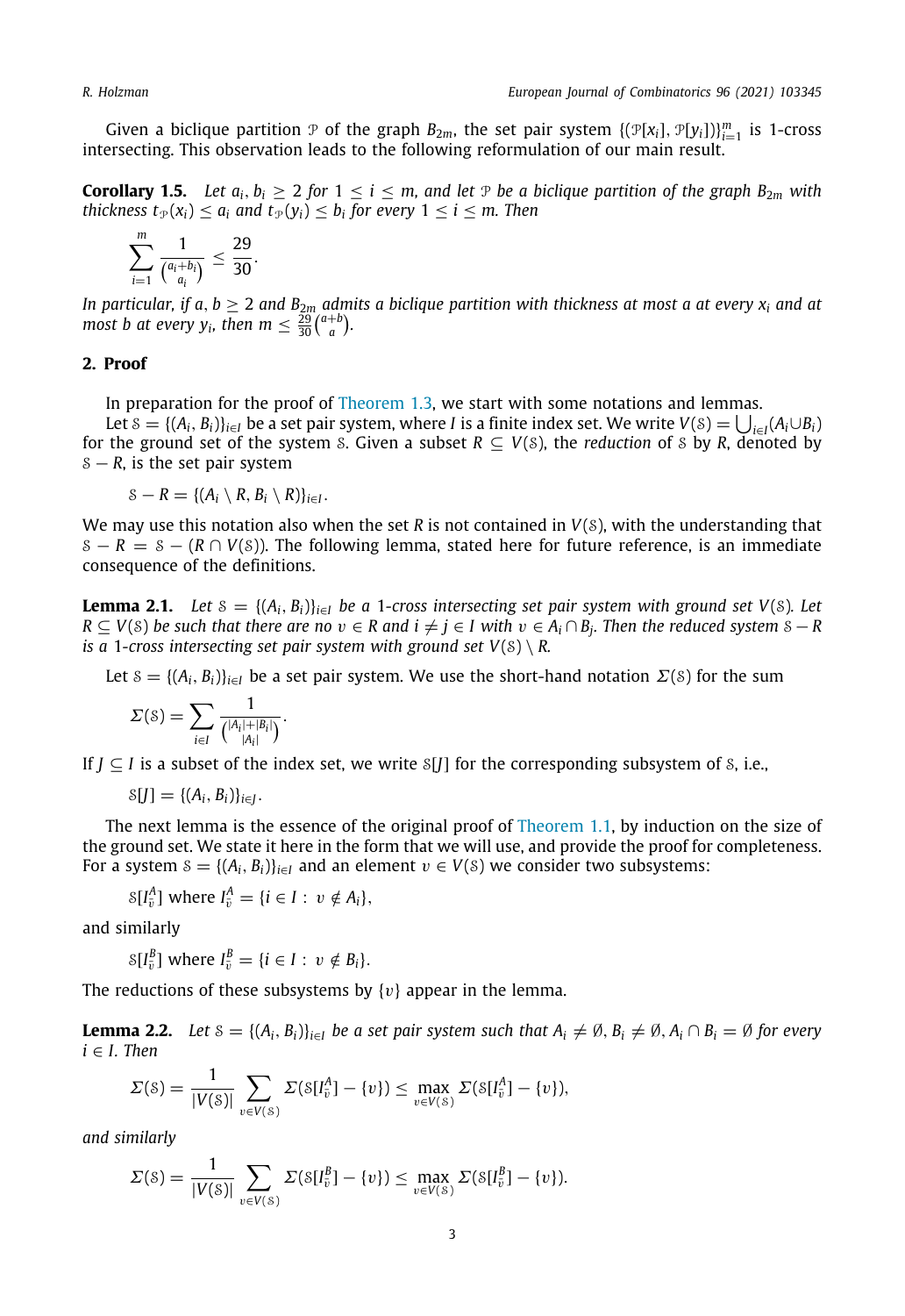Given a biclique partition $\mathcal{P}$ of the graph $B_{2m}$, the set pair system $\{(\mathcal{P}[x_i], \mathcal{P}[y_i])\}_{i=1}^m$ is 1-cross intersecting. This observation leads to the following reformulation of our main result.

**Corollary 1.5.** *Let $a_i, b_i \geq 2$ for $1 \leq i \leq m$, and let $\mathcal{P}$ be a biclique partition of the graph $B_{2m}$ with thickness $t_{\mathcal{P}}(x_i) \leq a_i$ and $t_{\mathcal{P}}(y_i) \leq b_i$ for every $1 \leq i \leq m$. Then*

$$\sum_{i=1}^{m} \frac{1}{\binom{a_i+b_i}{a_i}} \leq \frac{29}{30}.$$

*In particular, if $a, b \geq 2$ and $B_{2m}$ admits a biclique partition with thickness at most $a$ at every $x_i$ and at most $b$ at every $y_i$, then $m \leq \frac{29}{30}\binom{a+b}{a}$.*

## 2. Proof

In preparation for the proof of Theorem 1.3, we start with some notations and lemmas.

Let $\mathcal{S} = \{(A_i, B_i)\}_{i \in I}$ be a set pair system, where $I$ is a finite index set. We write $V(\mathcal{S}) = \bigcup_{i \in I}(A_i \cup B_i)$ for the ground set of the system $\mathcal{S}$. Given a subset $R \subseteq V(\mathcal{S})$, the *reduction* of $\mathcal{S}$ by $R$, denoted by $\mathcal{S} - R$, is the set pair system

$$\mathcal{S} - R = \{(A_i \setminus R, B_i \setminus R)\}_{i \in I}.$$

We may use this notation also when the set $R$ is not contained in $V(\mathcal{S})$, with the understanding that $\mathcal{S} - R = \mathcal{S} - (R \cap V(\mathcal{S}))$. The following lemma, stated here for future reference, is an immediate consequence of the definitions.

**Lemma 2.1.** *Let $\mathcal{S} = \{(A_i, B_i)\}_{i \in I}$ be a 1-cross intersecting set pair system with ground set $V(\mathcal{S})$. Let $R \subseteq V(\mathcal{S})$ be such that there are no $v \in R$ and $i \neq j \in I$ with $v \in A_i \cap B_j$. Then the reduced system $\mathcal{S} - R$ is a 1-cross intersecting set pair system with ground set $V(\mathcal{S}) \setminus R$.*

Let $\mathcal{S} = \{(A_i, B_i)\}_{i \in I}$ be a set pair system. We use the short-hand notation $\Sigma(\mathcal{S})$ for the sum

$$\Sigma(\mathcal{S}) = \sum_{i \in I} \frac{1}{\binom{|A_i|+|B_i|}{|A_i|}}.$$

If $J \subseteq I$ is a subset of the index set, we write $\mathcal{S}[J]$ for the corresponding subsystem of $\mathcal{S}$, i.e.,

$$\mathcal{S}[J] = \{(A_i, B_i)\}_{i \in J}.$$

The next lemma is the essence of the original proof of Theorem 1.1, by induction on the size of the ground set. We state it here in the form that we will use, and provide the proof for completeness. For a system $\mathcal{S} = \{(A_i, B_i)\}_{i \in I}$ and an element $v \in V(\mathcal{S})$ we consider two subsystems:

$$\mathcal{S}[I_v^A] \text{ where } I_v^A = \{i \in I : v \notin A_i\},$$

and similarly

$$\mathcal{S}[I_v^B] \text{ where } I_v^B = \{i \in I : v \notin B_i\}.$$

The reductions of these subsystems by $\{v\}$ appear in the lemma.

**Lemma 2.2.** *Let $\mathcal{S} = \{(A_i, B_i)\}_{i \in I}$ be a set pair system such that $A_i \neq \emptyset, B_i \neq \emptyset, A_i \cap B_i = \emptyset$ for every $i \in I$. Then*

$$\Sigma(\mathcal{S}) = \frac{1}{|V(\mathcal{S})|} \sum_{v \in V(\mathcal{S})} \Sigma(\mathcal{S}[I_v^A] - \{v\}) \leq \max_{v \in V(\mathcal{S})} \Sigma(\mathcal{S}[I_v^A] - \{v\}),$$

*and similarly*

$$\Sigma(\mathcal{S}) = \frac{1}{|V(\mathcal{S})|} \sum_{v \in V(\mathcal{S})} \Sigma(\mathcal{S}[I_v^B] - \{v\}) \leq \max_{v \in V(\mathcal{S})} \Sigma(\mathcal{S}[I_v^B] - \{v\}).$$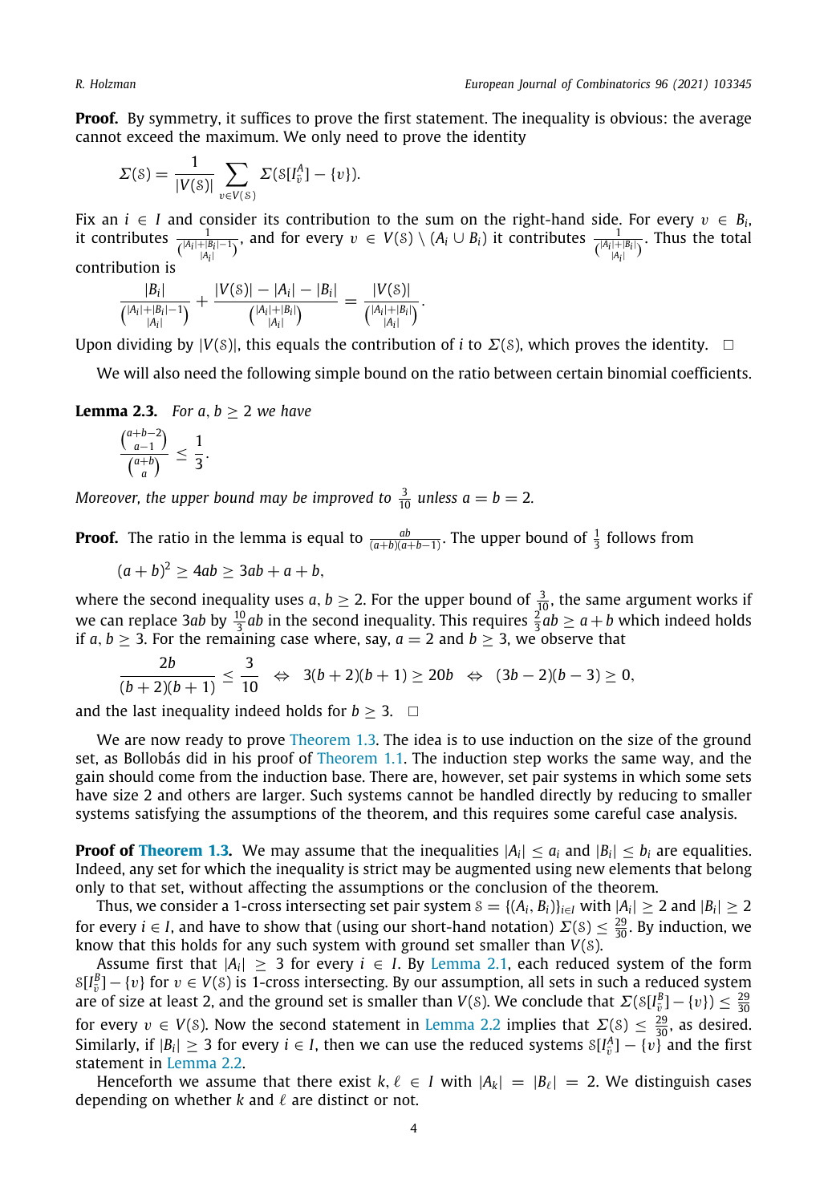**Proof.** By symmetry, it suffices to prove the first statement. The inequality is obvious: the average cannot exceed the maximum. We only need to prove the identity

$$\Sigma(\mathcal{S}) = \frac{1}{|V(\mathcal{S})|} \sum_{v \in V(\mathcal{S})} \Sigma(\mathcal{S}[I_v^A] - \{v\}).$$

Fix an $i \in I$ and consider its contribution to the sum on the right-hand side. For every $v \in B_i$, it contributes $\frac{1}{\binom{|A_i|+|B_i|-1}{|A_i|}}$, and for every $v \in V(\mathcal{S}) \setminus (A_i \cup B_i)$ it contributes $\frac{1}{\binom{|A_i|+|B_i|}{|A_i|}}$. Thus the total contribution is

$$\frac{|B_i|}{\binom{|A_i|+|B_i|-1}{|A_i|}} + \frac{|V(\mathcal{S})| - |A_i| - |B_i|}{\binom{|A_i|+|B_i|}{|A_i|}} = \frac{|V(\mathcal{S})|}{\binom{|A_i|+|B_i|}{|A_i|}}.$$

Upon dividing by $|V(\mathcal{S})|$, this equals the contribution of $i$ to $\Sigma(\mathcal{S})$, which proves the identity. □

We will also need the following simple bound on the ratio between certain binomial coefficients.

**Lemma 2.3.** *For $a, b \geq 2$ we have*

$$\frac{\binom{a+b-2}{a-1}}{\binom{a+b}{a}} \leq \frac{1}{3}.$$

*Moreover, the upper bound may be improved to $\frac{3}{10}$ unless $a = b = 2$.*

**Proof.** The ratio in the lemma is equal to $\frac{ab}{(a+b)(a+b-1)}$. The upper bound of $\frac{1}{3}$ follows from

$$(a+b)^2 \geq 4ab \geq 3ab + a + b,$$

where the second inequality uses $a, b \geq 2$. For the upper bound of $\frac{3}{10}$, the same argument works if we can replace $3ab$ by $\frac{10}{3}ab$ in the second inequality. This requires $\frac{2}{3}ab \geq a + b$ which indeed holds if $a, b \geq 3$. For the remaining case where, say, $a = 2$ and $b \geq 3$, we observe that

$$\frac{2b}{(b+2)(b+1)} \leq \frac{3}{10} \quad \Leftrightarrow \quad 3(b+2)(b+1) \geq 20b \quad \Leftrightarrow \quad (3b-2)(b-3) \geq 0,$$

and the last inequality indeed holds for $b \geq 3$. □

We are now ready to prove Theorem 1.3. The idea is to use induction on the size of the ground set, as Bollobás did in his proof of Theorem 1.1. The induction step works the same way, and the gain should come from the induction base. There are, however, set pair systems in which some sets have size 2 and others are larger. Such systems cannot be handled directly by reducing to smaller systems satisfying the assumptions of the theorem, and this requires some careful case analysis.

**Proof of Theorem 1.3.** We may assume that the inequalities $|A_i| \leq a_i$ and $|B_i| \leq b_i$ are equalities. Indeed, any set for which the inequality is strict may be augmented using new elements that belong only to that set, without affecting the assumptions or the conclusion of the theorem.

Thus, we consider a 1-cross intersecting set pair system $\mathcal{S} = \{(A_i, B_i)\}_{i \in I}$ with $|A_i| \geq 2$ and $|B_i| \geq 2$ for every $i \in I$, and have to show that (using our short-hand notation) $\Sigma(\mathcal{S}) \leq \frac{29}{30}$. By induction, we know that this holds for any such system with ground set smaller than $V(\mathcal{S})$.

Assume first that $|A_i| \geq 3$ for every $i \in I$. By Lemma 2.1, each reduced system of the form $\mathcal{S}[I_v^B] - \{v\}$ for $v \in V(\mathcal{S})$ is 1-cross intersecting. By our assumption, all sets in such a reduced system are of size at least 2, and the ground set is smaller than $V(\mathcal{S})$. We conclude that $\Sigma(\mathcal{S}[I_v^B] - \{v\}) \leq \frac{29}{30}$ for every $v \in V(\mathcal{S})$. Now the second statement in Lemma 2.2 implies that $\Sigma(\mathcal{S}) \leq \frac{29}{30}$, as desired. Similarly, if $|B_i| \geq 3$ for every $i \in I$, then we can use the reduced systems $\mathcal{S}[I_v^A] - \{v\}$ and the first statement in Lemma 2.2.

Henceforth we assume that there exist $k, \ell \in I$ with $|A_k| = |B_\ell| = 2$. We distinguish cases depending on whether $k$ and $\ell$ are distinct or not.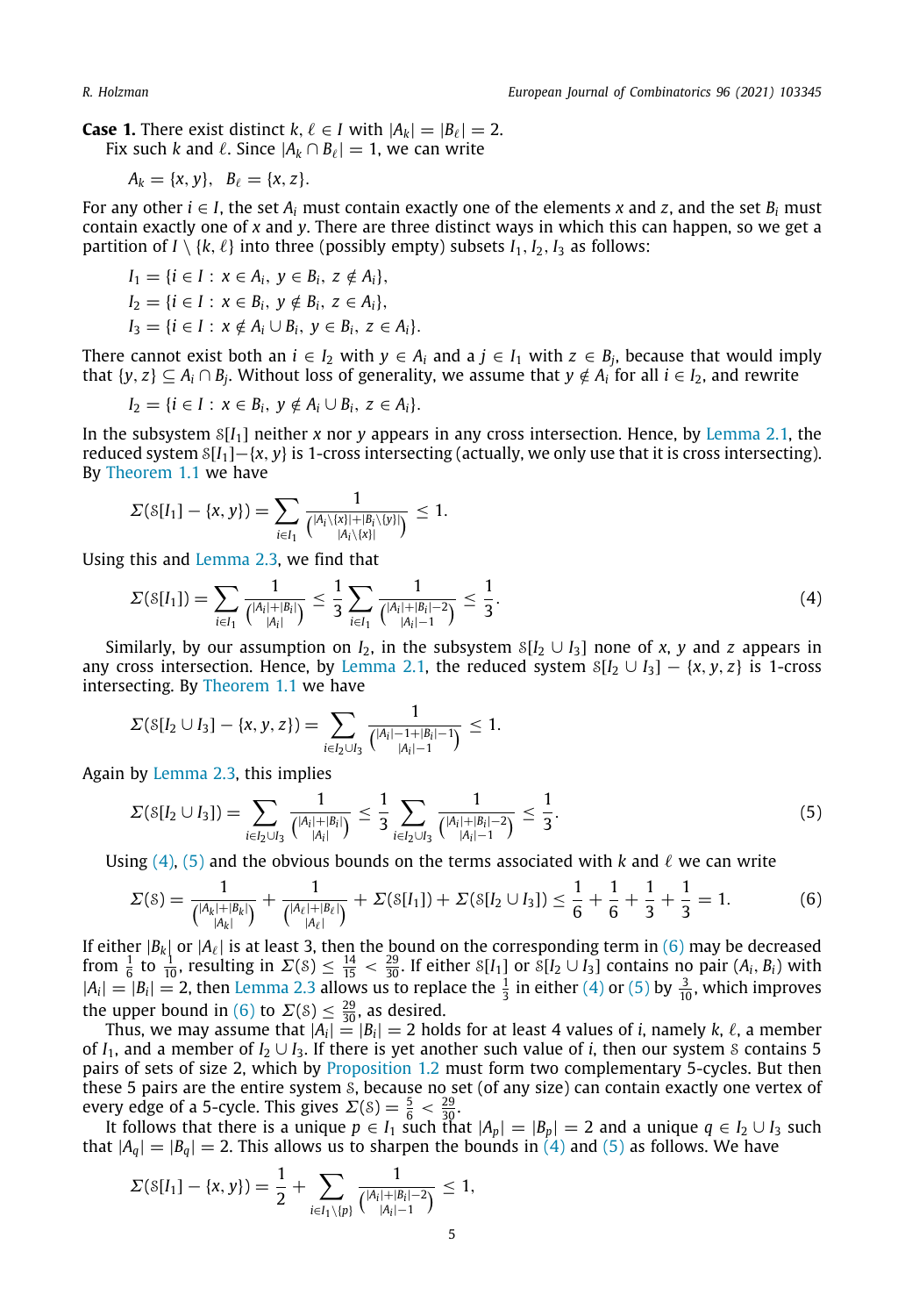**Case 1.** There exist distinct $k, \ell \in I$ with $|A_k| = |B_\ell| = 2$.

Fix such $k$ and $\ell$. Since $|A_k \cap B_\ell| = 1$, we can write

$$A_k = \{x, y\}, \quad B_\ell = \{x, z\}.$$

For any other $i \in I$, the set $A_i$ must contain exactly one of the elements $x$ and $z$, and the set $B_i$ must contain exactly one of $x$ and $y$. There are three distinct ways in which this can happen, so we get a partition of $I \setminus \{k, \ell\}$ into three (possibly empty) subsets $I_1, I_2, I_3$ as follows:

$$I_1 = \{i \in I : x \in A_i,\ y \in B_i,\ z \notin A_i\},$$
$$I_2 = \{i \in I : x \in B_i,\ y \notin B_i,\ z \in A_i\},$$
$$I_3 = \{i \in I : x \notin A_i \cup B_i,\ y \in B_i,\ z \in A_i\}.$$

There cannot exist both an $i \in I_2$ with $y \in A_i$ and a $j \in I_1$ with $z \in B_j$, because that would imply that $\{y, z\} \subseteq A_i \cap B_j$. Without loss of generality, we assume that $y \notin A_i$ for all $i \in I_2$, and rewrite

$$I_2 = \{i \in I : x \in B_i,\ y \notin A_i \cup B_i,\ z \in A_i\}.$$

In the subsystem $\mathcal{S}[I_1]$ neither $x$ nor $y$ appears in any cross intersection. Hence, by Lemma 2.1, the reduced system $\mathcal{S}[I_1] - \{x, y\}$ is 1-cross intersecting (actually, we only use that it is cross intersecting). By Theorem 1.1 we have

$$\Sigma(\mathcal{S}[I_1] - \{x, y\}) = \sum_{i \in I_1} \frac{1}{\binom{|A_i \setminus \{x\}| + |B_i \setminus \{y\}|}{|A_i \setminus \{x\}|}} \le 1.$$

Using this and Lemma 2.3, we find that

$$\Sigma(\mathcal{S}[I_1]) = \sum_{i \in I_1} \frac{1}{\binom{|A_i| + |B_i|}{|A_i|}} \le \frac{1}{3} \sum_{i \in I_1} \frac{1}{\binom{|A_i| + |B_i| - 2}{|A_i| - 1}} \le \frac{1}{3}. \tag{4}$$

Similarly, by our assumption on $I_2$, in the subsystem $\mathcal{S}[I_2 \cup I_3]$ none of $x$, $y$ and $z$ appears in any cross intersection. Hence, by Lemma 2.1, the reduced system $\mathcal{S}[I_2 \cup I_3] - \{x, y, z\}$ is 1-cross intersecting. By Theorem 1.1 we have

$$\Sigma(\mathcal{S}[I_2 \cup I_3] - \{x, y, z\}) = \sum_{i \in I_2 \cup I_3} \frac{1}{\binom{|A_i| - 1 + |B_i| - 1}{|A_i| - 1}} \le 1.$$

Again by Lemma 2.3, this implies

$$\Sigma(\mathcal{S}[I_2 \cup I_3]) = \sum_{i \in I_2 \cup I_3} \frac{1}{\binom{|A_i| + |B_i|}{|A_i|}} \le \frac{1}{3} \sum_{i \in I_2 \cup I_3} \frac{1}{\binom{|A_i| + |B_i| - 2}{|A_i| - 1}} \le \frac{1}{3}. \tag{5}$$

Using (4), (5) and the obvious bounds on the terms associated with $k$ and $\ell$ we can write

$$\Sigma(\mathcal{S}) = \frac{1}{\binom{|A_k| + |B_k|}{|A_k|}} + \frac{1}{\binom{|A_\ell| + |B_\ell|}{|A_\ell|}} + \Sigma(\mathcal{S}[I_1]) + \Sigma(\mathcal{S}[I_2 \cup I_3]) \le \frac{1}{6} + \frac{1}{6} + \frac{1}{3} + \frac{1}{3} = 1. \tag{6}$$

If either $|B_k|$ or $|A_\ell|$ is at least 3, then the bound on the corresponding term in (6) may be decreased from $\frac{1}{6}$ to $\frac{1}{10}$, resulting in $\Sigma(\mathcal{S}) \le \frac{14}{15} < \frac{29}{30}$. If either $\mathcal{S}[I_1]$ or $\mathcal{S}[I_2 \cup I_3]$ contains no pair $(A_i, B_i)$ with $|A_i| = |B_i| = 2$, then Lemma 2.3 allows us to replace the $\frac{1}{3}$ in either (4) or (5) by $\frac{3}{10}$, which improves the upper bound in (6) to $\Sigma(\mathcal{S}) \le \frac{29}{30}$, as desired.

Thus, we may assume that $|A_i| = |B_i| = 2$ holds for at least 4 values of $i$, namely $k$, $\ell$, a member of $I_1$, and a member of $I_2 \cup I_3$. If there is yet another such value of $i$, then our system $\mathcal{S}$ contains 5 pairs of sets of size 2, which by Proposition 1.2 must form two complementary 5-cycles. But then these 5 pairs are the entire system $\mathcal{S}$, because no set (of any size) can contain exactly one vertex of every edge of a 5-cycle. This gives $\Sigma(\mathcal{S}) = \frac{5}{6} < \frac{29}{30}$.

It follows that there is a unique $p \in I_1$ such that $|A_p| = |B_p| = 2$ and a unique $q \in I_2 \cup I_3$ such that $|A_q| = |B_q| = 2$. This allows us to sharpen the bounds in (4) and (5) as follows. We have

$$\Sigma(\mathcal{S}[I_1] - \{x, y\}) = \frac{1}{2} + \sum_{i \in I_1 \setminus \{p\}} \frac{1}{\binom{|A_i| + |B_i| - 2}{|A_i| - 1}} \le 1,$$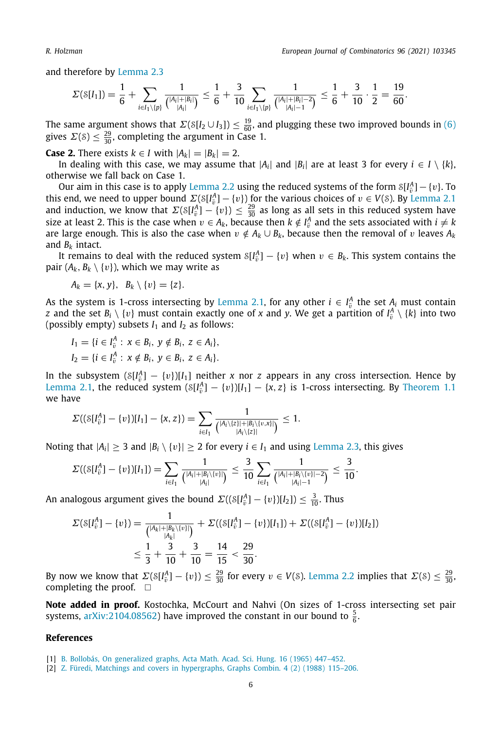and therefore by Lemma 2.3

$$\Sigma(\mathcal{S}[I_1]) = \frac{1}{6} + \sum_{i \in I_1 \setminus \{p\}} \frac{1}{\binom{|A_i|+|B_i|}{|A_i|}} \le \frac{1}{6} + \frac{3}{10} \sum_{i \in I_1 \setminus \{p\}} \frac{1}{\binom{|A_i|+|B_i|-2}{|A_i|-1}} \le \frac{1}{6} + \frac{3}{10} \cdot \frac{1}{2} = \frac{19}{60}.$$

The same argument shows that $\Sigma(\mathcal{S}[I_2 \cup I_3]) \le \frac{19}{60}$, and plugging these two improved bounds in (6) gives $\Sigma(\mathcal{S}) \le \frac{29}{30}$, completing the argument in Case 1.

**Case 2.** There exists $k \in I$ with $|A_k| = |B_k| = 2$.

In dealing with this case, we may assume that $|A_i|$ and $|B_i|$ are at least 3 for every $i \in I \setminus \{k\}$, otherwise we fall back on Case 1.

Our aim in this case is to apply Lemma 2.2 using the reduced systems of the form $\mathcal{S}[I_v^A] - \{v\}$. To this end, we need to upper bound $\Sigma(\mathcal{S}[I_v^A] - \{v\})$ for the various choices of $v \in V(\mathcal{S})$. By Lemma 2.1 and induction, we know that $\Sigma(\mathcal{S}[I_v^A] - \{v\}) \le \frac{29}{30}$ as long as all sets in this reduced system have size at least 2. This is the case when $v \in A_k$, because then $k \notin I_v^A$ and the sets associated with $i \neq k$ are large enough. This is also the case when $v \notin A_k \cup B_k$, because then the removal of $v$ leaves $A_k$ and $B_k$ intact.

It remains to deal with the reduced system $\mathcal{S}[I_v^A] - \{v\}$ when $v \in B_k$. This system contains the pair $(A_k, B_k \setminus \{v\})$, which we may write as

$$A_k = \{x, y\}, \quad B_k \setminus \{v\} = \{z\}.$$

As the system is 1-cross intersecting by Lemma 2.1, for any other $i \in I_v^A$ the set $A_i$ must contain $z$ and the set $B_i \setminus \{v\}$ must contain exactly one of $x$ and $y$. We get a partition of $I_v^A \setminus \{k\}$ into two (possibly empty) subsets $I_1$ and $I_2$ as follows:

$$I_1 = \{i \in I_v^A : x \in B_i,\ y \notin B_i,\ z \in A_i\},$$
$$I_2 = \{i \in I_v^A : x \notin B_i,\ y \in B_i,\ z \in A_i\}.$$

In the subsystem $(\mathcal{S}[I_v^A] - \{v\})[I_1]$ neither $x$ nor $z$ appears in any cross intersection. Hence by Lemma 2.1, the reduced system $(\mathcal{S}[I_v^A] - \{v\})[I_1] - \{x, z\}$ is 1-cross intersecting. By Theorem 1.1 we have

$$\Sigma((\mathcal{S}[I_v^A] - \{v\})[I_1] - \{x, z\}) = \sum_{i \in I_1} \frac{1}{\binom{|A_i \setminus \{z\}| + |B_i \setminus \{v, x\}|}{|A_i \setminus \{z\}|}} \le 1.$$

Noting that $|A_i| \ge 3$ and $|B_i \setminus \{v\}| \ge 2$ for every $i \in I_1$ and using Lemma 2.3, this gives

$$\Sigma((\mathcal{S}[I_v^A] - \{v\})[I_1]) = \sum_{i \in I_1} \frac{1}{\binom{|A_i| + |B_i \setminus \{v\}|}{|A_i|}} \le \frac{3}{10} \sum_{i \in I_1} \frac{1}{\binom{|A_i| + |B_i \setminus \{v\}| - 2}{|A_i| - 1}} \le \frac{3}{10}.$$

An analogous argument gives the bound $\Sigma((\mathcal{S}[I_v^A] - \{v\})[I_2]) \le \frac{3}{10}$. Thus

$$\begin{aligned}
\Sigma(\mathcal{S}[I_v^A] - \{v\}) &= \frac{1}{\binom{|A_k| + |B_k \setminus \{v\}|}{|A_k|}} + \Sigma((\mathcal{S}[I_v^A] - \{v\})[I_1]) + \Sigma((\mathcal{S}[I_v^A] - \{v\})[I_2]) \\
&\le \frac{1}{3} + \frac{3}{10} + \frac{3}{10} = \frac{14}{15} < \frac{29}{30}.
\end{aligned}$$

By now we know that $\Sigma(\mathcal{S}[I_v^A] - \{v\}) \le \frac{29}{30}$ for every $v \in V(\mathcal{S})$. Lemma 2.2 implies that $\Sigma(\mathcal{S}) \le \frac{29}{30}$, completing the proof. □

**Note added in proof.** Kostochka, McCourt and Nahvi (On sizes of 1-cross intersecting set pair systems, arXiv:2104.08562) have improved the constant in our bound to $\frac{5}{6}$.

## References

[1] B. Bollobás, On generalized graphs, Acta Math. Acad. Sci. Hung. 16 (1965) 447–452.

[2] Z. Füredi, Matchings and covers in hypergraphs, Graphs Combin. 4 (2) (1988) 115–206.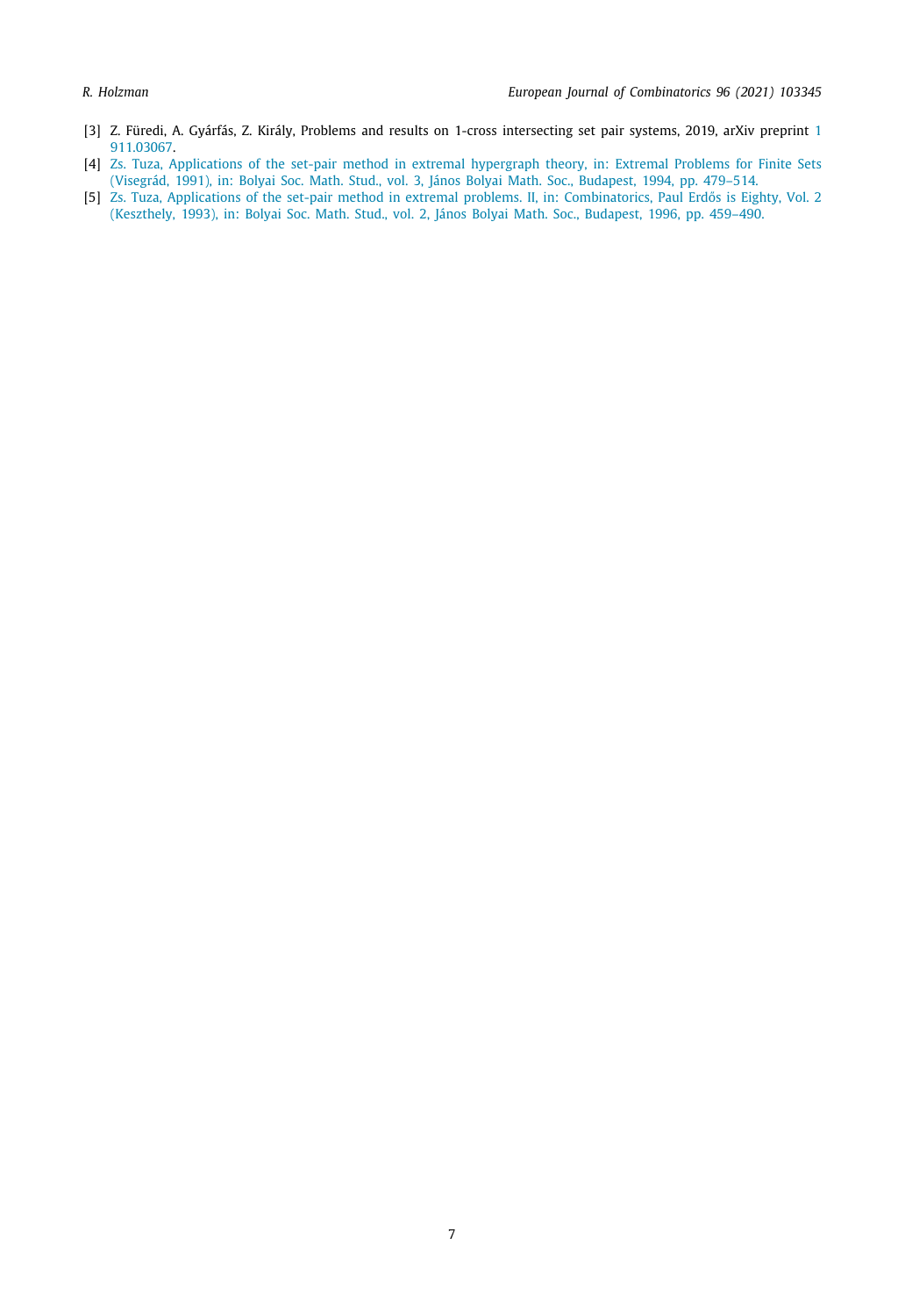[3] Z. Füredi, A. Gyárfás, Z. Király, Problems and results on 1-cross intersecting set pair systems, 2019, arXiv preprint 1911.03067.

[4] Zs. Tuza, Applications of the set-pair method in extremal hypergraph theory, in: Extremal Problems for Finite Sets (Visegrád, 1991), in: Bolyai Soc. Math. Stud., vol. 3, János Bolyai Math. Soc., Budapest, 1994, pp. 479–514.

[5] Zs. Tuza, Applications of the set-pair method in extremal problems. II, in: Combinatorics, Paul Erdős is Eighty, Vol. 2 (Keszthely, 1993), in: Bolyai Soc. Math. Stud., vol. 2, János Bolyai Math. Soc., Budapest, 1996, pp. 459–490.